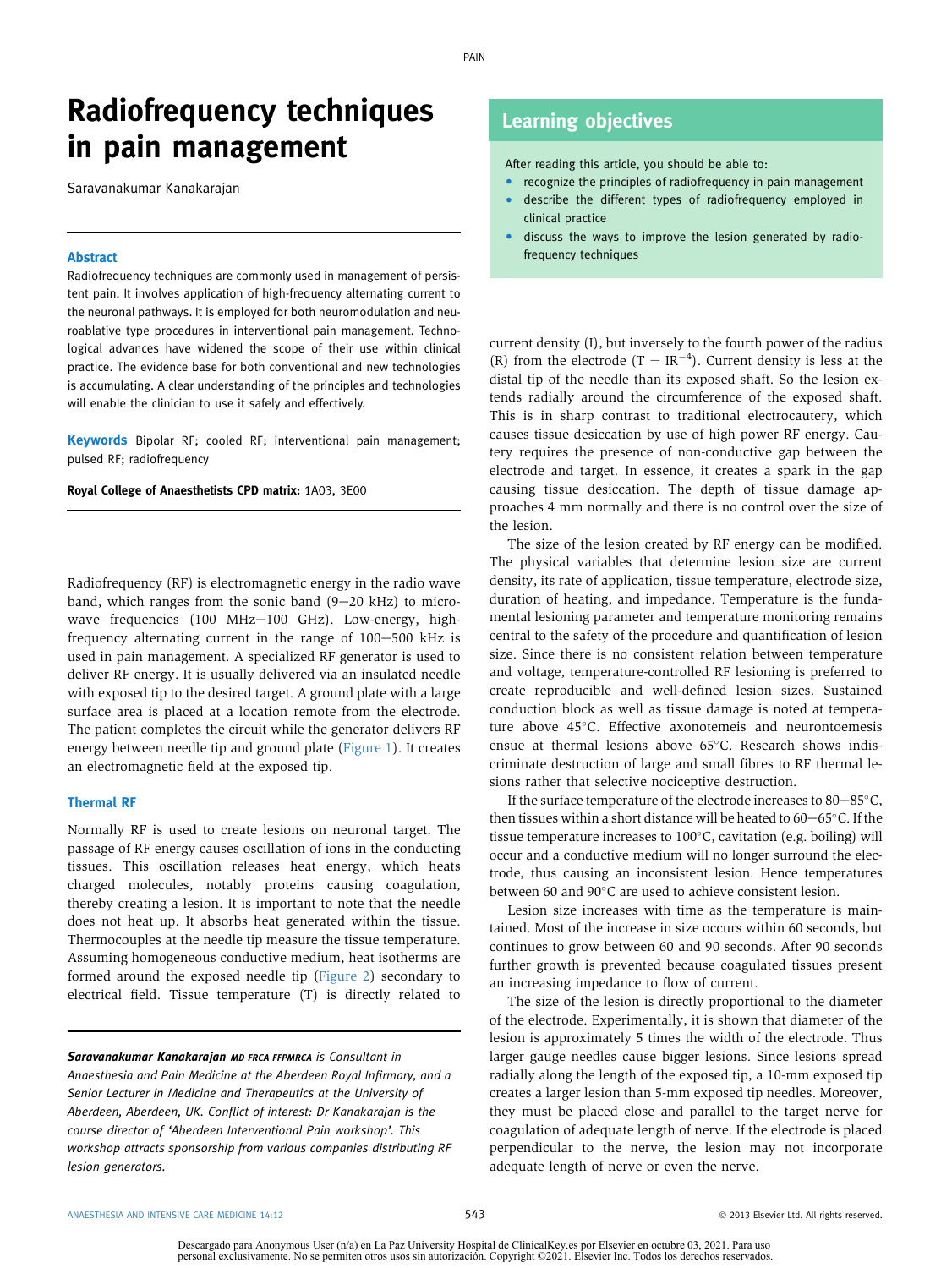# Radiofrequency techniques in pain management

Saravanakumar Kanakarajan

## Abstract

Radiofrequency techniques are commonly used in management of persistent pain. It involves application of high-frequency alternating current to the neuronal pathways. It is employed for both neuromodulation and neuroablative type procedures in interventional pain management. Technological advances have widened the scope of their use within clinical practice. The evidence base for both conventional and new technologies is accumulating. A clear understanding of the principles and technologies will enable the clinician to use it safely and effectively.

**Keywords** Bipolar RF; cooled RF; interventional pain management; pulsed RF; radiofrequency

**Royal College of Anaesthetists CPD matrix:** 1A03, 3E00

## Learning objectives

After reading this article, you should be able to:

- recognize the principles of radiofrequency in pain management
- describe the different types of radiofrequency employed in clinical practice
- discuss the ways to improve the lesion generated by radiofrequency techniques

Radiofrequency (RF) is electromagnetic energy in the radio wave band, which ranges from the sonic band (9–20 kHz) to microwave frequencies (100 MHz–100 GHz). Low-energy, high-frequency alternating current in the range of 100–500 kHz is used in pain management. A specialized RF generator is used to deliver RF energy. It is usually delivered via an insulated needle with exposed tip to the desired target. A ground plate with a large surface area is placed at a location remote from the electrode. The patient completes the circuit while the generator delivers RF energy between needle tip and ground plate (Figure 1). It creates an electromagnetic field at the exposed tip.

### Thermal RF

Normally RF is used to create lesions on neuronal target. The passage of RF energy causes oscillation of ions in the conducting tissues. This oscillation releases heat energy, which heats charged molecules, notably proteins causing coagulation, thereby creating a lesion. It is important to note that the needle does not heat up. It absorbs heat generated within the tissue. Thermocouples at the needle tip measure the tissue temperature. Assuming homogeneous conductive medium, heat isotherms are formed around the exposed needle tip (Figure 2) secondary to electrical field. Tissue temperature (T) is directly related to current density (I), but inversely to the fourth power of the radius (R) from the electrode ($T = IR^{-4}$). Current density is less at the distal tip of the needle than its exposed shaft. So the lesion extends radially around the circumference of the exposed shaft. This is in sharp contrast to traditional electrocautery, which causes tissue desiccation by use of high power RF energy. Cautery requires the presence of non-conductive gap between the electrode and target. In essence, it creates a spark in the gap causing tissue desiccation. The depth of tissue damage approaches 4 mm normally and there is no control over the size of the lesion.

The size of the lesion created by RF energy can be modified. The physical variables that determine lesion size are current density, its rate of application, tissue temperature, electrode size, duration of heating, and impedance. Temperature is the fundamental lesioning parameter and temperature monitoring remains central to the safety of the procedure and quantification of lesion size. Since there is no consistent relation between temperature and voltage, temperature-controlled RF lesioning is preferred to create reproducible and well-defined lesion sizes. Sustained conduction block as well as tissue damage is noted at temperature above 45°C. Effective axonotemeis and neurontoemesis ensue at thermal lesions above 65°C. Research shows indiscriminate destruction of large and small fibres to RF thermal lesions rather that selective nociceptive destruction.

If the surface temperature of the electrode increases to 80–85°C, then tissues within a short distance will be heated to 60–65°C. If the tissue temperature increases to 100°C, cavitation (e.g. boiling) will occur and a conductive medium will no longer surround the electrode, thus causing an inconsistent lesion. Hence temperatures between 60 and 90°C are used to achieve consistent lesion.

Lesion size increases with time as the temperature is maintained. Most of the increase in size occurs within 60 seconds, but continues to grow between 60 and 90 seconds. After 90 seconds further growth is prevented because coagulated tissues present an increasing impedance to flow of current.

The size of the lesion is directly proportional to the diameter of the electrode. Experimentally, it is shown that diameter of the lesion is approximately 5 times the width of the electrode. Thus larger gauge needles cause bigger lesions. Since lesions spread radially along the length of the exposed tip, a 10-mm exposed tip creates a larger lesion than 5-mm exposed tip needles. Moreover, they must be placed close and parallel to the target nerve for coagulation of adequate length of nerve. If the electrode is placed perpendicular to the nerve, the lesion may not incorporate adequate length of nerve or even the nerve.

***Saravanakumar Kanakarajan*** *MD FRCA FFPMRCA is Consultant in Anaesthesia and Pain Medicine at the Aberdeen Royal Infirmary, and a Senior Lecturer in Medicine and Therapeutics at the University of Aberdeen, Aberdeen, UK. Conflict of interest: Dr Kanakarajan is the course director of 'Aberdeen Interventional Pain workshop'. This workshop attracts sponsorship from various companies distributing RF lesion generators.*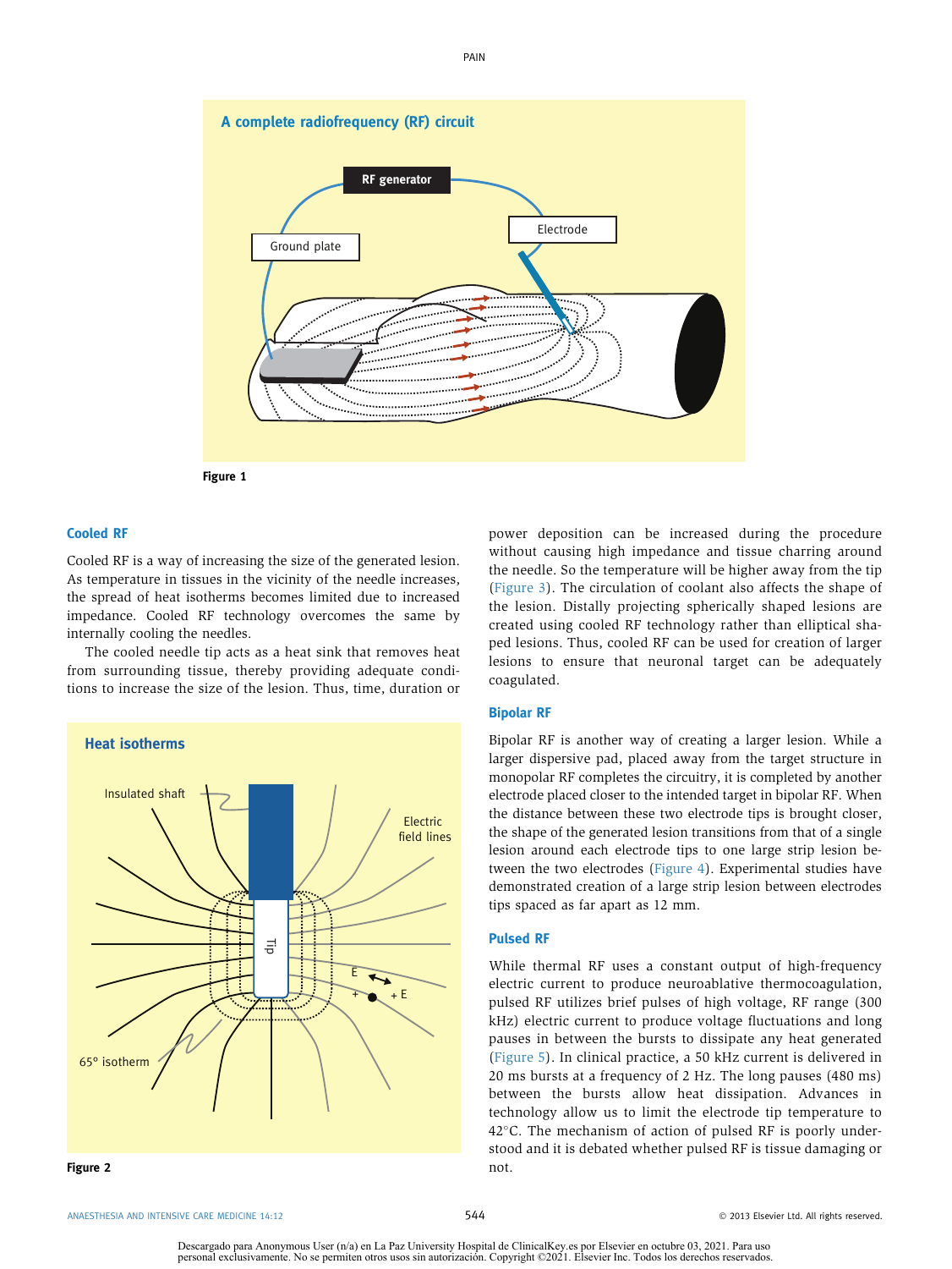Figure 1

## Cooled RF

Cooled RF is a way of increasing the size of the generated lesion. As temperature in tissues in the vicinity of the needle increases, the spread of heat isotherms becomes limited due to increased impedance. Cooled RF technology overcomes the same by internally cooling the needles.

The cooled needle tip acts as a heat sink that removes heat from surrounding tissue, thereby providing adequate conditions to increase the size of the lesion. Thus, time, duration or power deposition can be increased during the procedure without causing high impedance and tissue charring around the needle. So the temperature will be higher away from the tip (Figure 3). The circulation of coolant also affects the shape of the lesion. Distally projecting spherically shaped lesions are created using cooled RF technology rather than elliptical shaped lesions. Thus, cooled RF can be used for creation of larger lesions to ensure that neuronal target can be adequately coagulated.

Figure 2

## Bipolar RF

Bipolar RF is another way of creating a larger lesion. While a larger dispersive pad, placed away from the target structure in monopolar RF completes the circuitry, it is completed by another electrode placed closer to the intended target in bipolar RF. When the distance between these two electrode tips is brought closer, the shape of the generated lesion transitions from that of a single lesion around each electrode tips to one large strip lesion between the two electrodes (Figure 4). Experimental studies have demonstrated creation of a large strip lesion between electrodes tips spaced as far apart as 12 mm.

## Pulsed RF

While thermal RF uses a constant output of high-frequency electric current to produce neuroablative thermocoagulation, pulsed RF utilizes brief pulses of high voltage, RF range (300 kHz) electric current to produce voltage fluctuations and long pauses in between the bursts to dissipate any heat generated (Figure 5). In clinical practice, a 50 kHz current is delivered in 20 ms bursts at a frequency of 2 Hz. The long pauses (480 ms) between the bursts allow heat dissipation. Advances in technology allow us to limit the electrode tip temperature to 42°C. The mechanism of action of pulsed RF is poorly understood and it is debated whether pulsed RF is tissue damaging or not.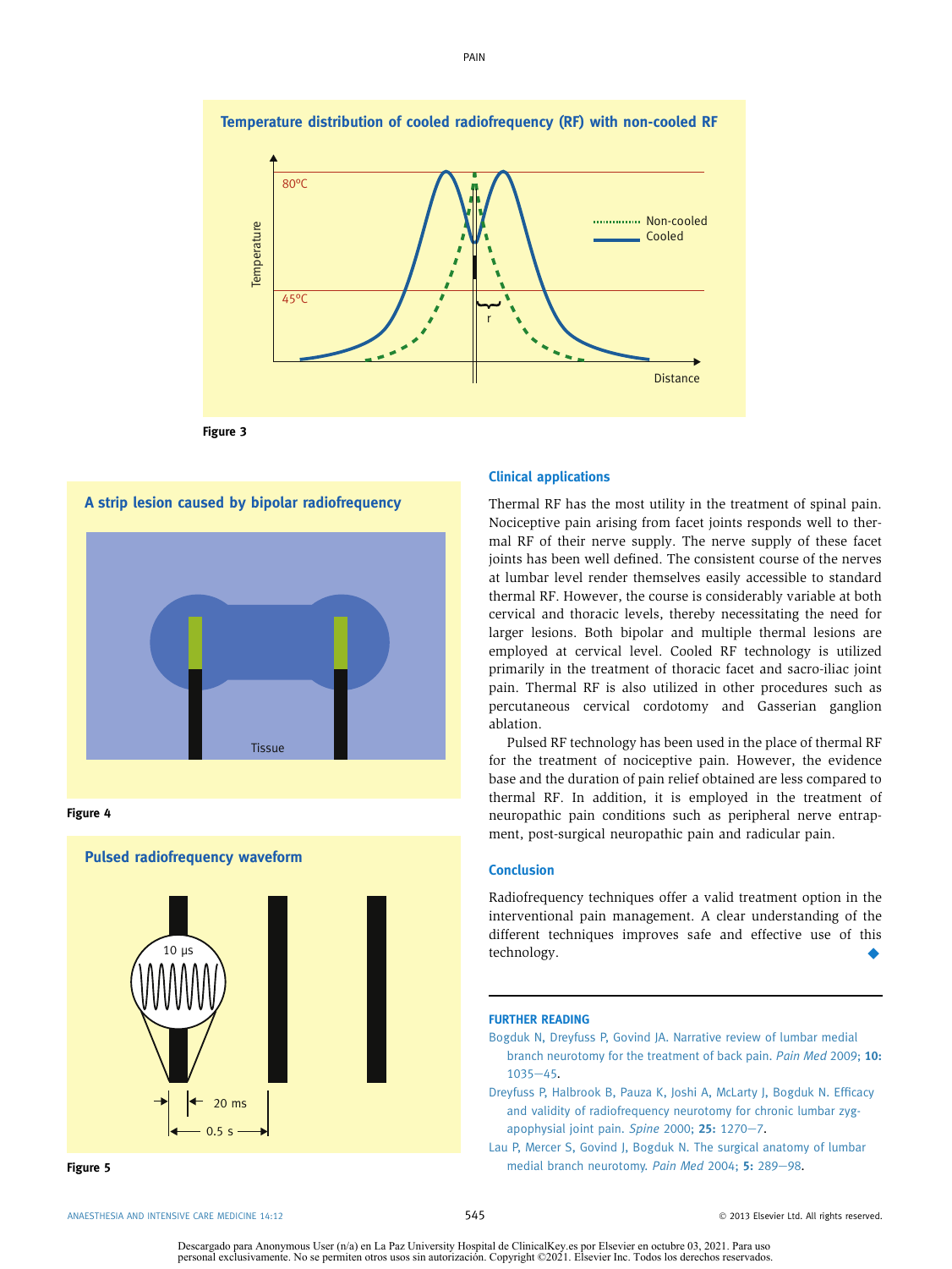**Temperature distribution of cooled radiofrequency (RF) with non-cooled RF**

80ºC

45ºC

Temperature

Distance

Non-cooled

Cooled

r

Figure 3

**A strip lesion caused by bipolar radiofrequency**

Tissue

Figure 4

**Pulsed radiofrequency waveform**

10 μs

20 ms

0.5 s

Figure 5

## Clinical applications

Thermal RF has the most utility in the treatment of spinal pain. Nociceptive pain arising from facet joints responds well to thermal RF of their nerve supply. The nerve supply of these facet joints has been well defined. The consistent course of the nerves at lumbar level render themselves easily accessible to standard thermal RF. However, the course is considerably variable at both cervical and thoracic levels, thereby necessitating the need for larger lesions. Both bipolar and multiple thermal lesions are employed at cervical level. Cooled RF technology is utilized primarily in the treatment of thoracic facet and sacro-iliac joint pain. Thermal RF is also utilized in other procedures such as percutaneous cervical cordotomy and Gasserian ganglion ablation.

Pulsed RF technology has been used in the place of thermal RF for the treatment of nociceptive pain. However, the evidence base and the duration of pain relief obtained are less compared to thermal RF. In addition, it is employed in the treatment of neuropathic pain conditions such as peripheral nerve entrapment, post-surgical neuropathic pain and radicular pain.

## Conclusion

Radiofrequency techniques offer a valid treatment option in the interventional pain management. A clear understanding of the different techniques improves safe and effective use of this technology. ◆

## FURTHER READING

Bogduk N, Dreyfuss P, Govind JA. Narrative review of lumbar medial branch neurotomy for the treatment of back pain. *Pain Med* 2009; **10:** 1035–45.

Dreyfuss P, Halbrook B, Pauza K, Joshi A, McLarty J, Bogduk N. Efficacy and validity of radiofrequency neurotomy for chronic lumbar zygapophysial joint pain. *Spine* 2000; **25:** 1270–7.

Lau P, Mercer S, Govind J, Bogduk N. The surgical anatomy of lumbar medial branch neurotomy. *Pain Med* 2004; **5:** 289–98.

Descargado para Anonymous User (n/a) en La Paz University Hospital de ClinicalKey.es por Elsevier en octubre 03, 2021. Para uso personal exclusivamente. No se permiten otros usos sin autorización. Copyright ©2021. Elsevier Inc. Todos los derechos reservados.